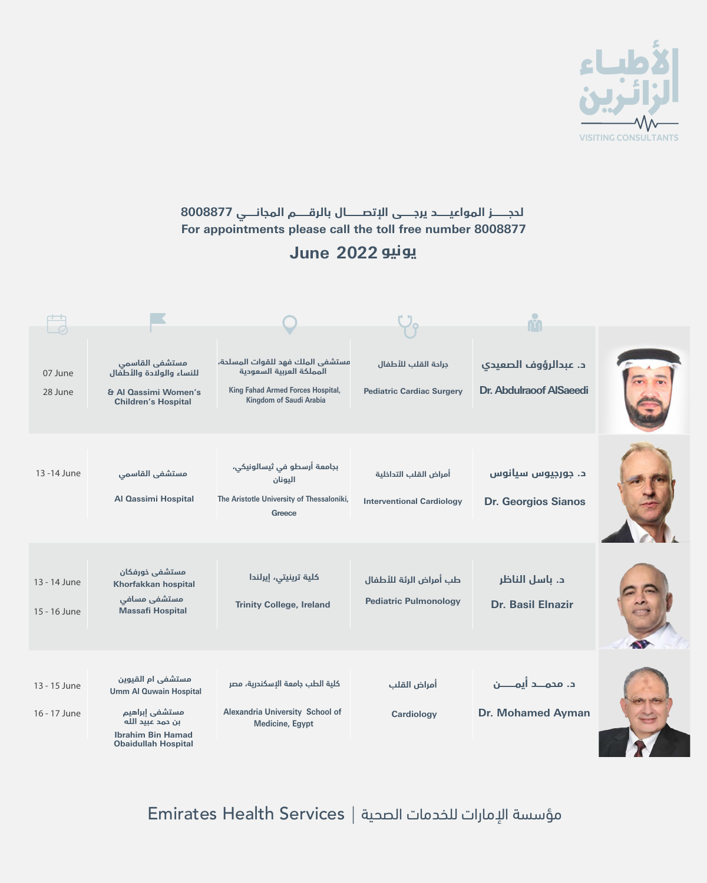# الأطباء الزائرين

VISITING CONSULTANTS

لحجـــز المواعيـــد يرجـــى الإتصـــال بالرقـــم المجانـــي 8008877

For appointments please call the toll free number 8008877

## June 2022 يونيو

| Consultant | Specialty | From | Hospital | Date |
|---|---|---|---|---|
| د. عبدالرؤوف الصعيدي<br>Dr. Abdulraoof AlSaeedi | جراحة القلب للأطفال<br>Pediatric Cardiac Surgery | مستشفى الملك فهد للقوات المسلحة، المملكة العربية السعودية<br>King Fahad Armed Forces Hospital, Kingdom of Saudi Arabia | مستشفى القاسمي للنساء والولادة والأطفال<br>Al Qassimi Women's & Children's Hospital | 07 June<br>28 June |
| د. جورجيوس سيانوس<br>Dr. Georgios Sianos | أمراض القلب التداخلية<br>Interventional Cardiology | بجامعة أرسطو في ثيسالونيكي، اليونان<br>The Aristotle University of Thessaloniki, Greece | مستشفى القاسمي<br>Al Qassimi Hospital | 13 -14 June |
| د. باسل الناظر<br>Dr. Basil Elnazir | طب أمراض الرئة للأطفال<br>Pediatric Pulmonology | كلية ترينيتي، إيرلندا<br>Trinity College, Ireland | مستشفى خورفكان<br>Khorfakkan hospital<br>مستشفى مسافي<br>Massafi Hospital | 13 - 14 June<br>15 - 16 June |
| د. محمـــد أيمـــن<br>Dr. Mohamed Ayman | أمراض القلب<br>Cardiology | كلية الطب جامعة الإسكندرية، مصر<br>Alexandria University School of Medicine, Egypt | مستشفى ام القيوين<br>Umm Al Quwain Hospital<br>مستشفى إبراهيم بن حمد عبيد الله<br>Ibrahim Bin Hamad Obaidullah Hospital | 13 - 15 June<br>16 - 17 June |

Emirates Health Services | مؤسسة الإمارات للخدمات الصحية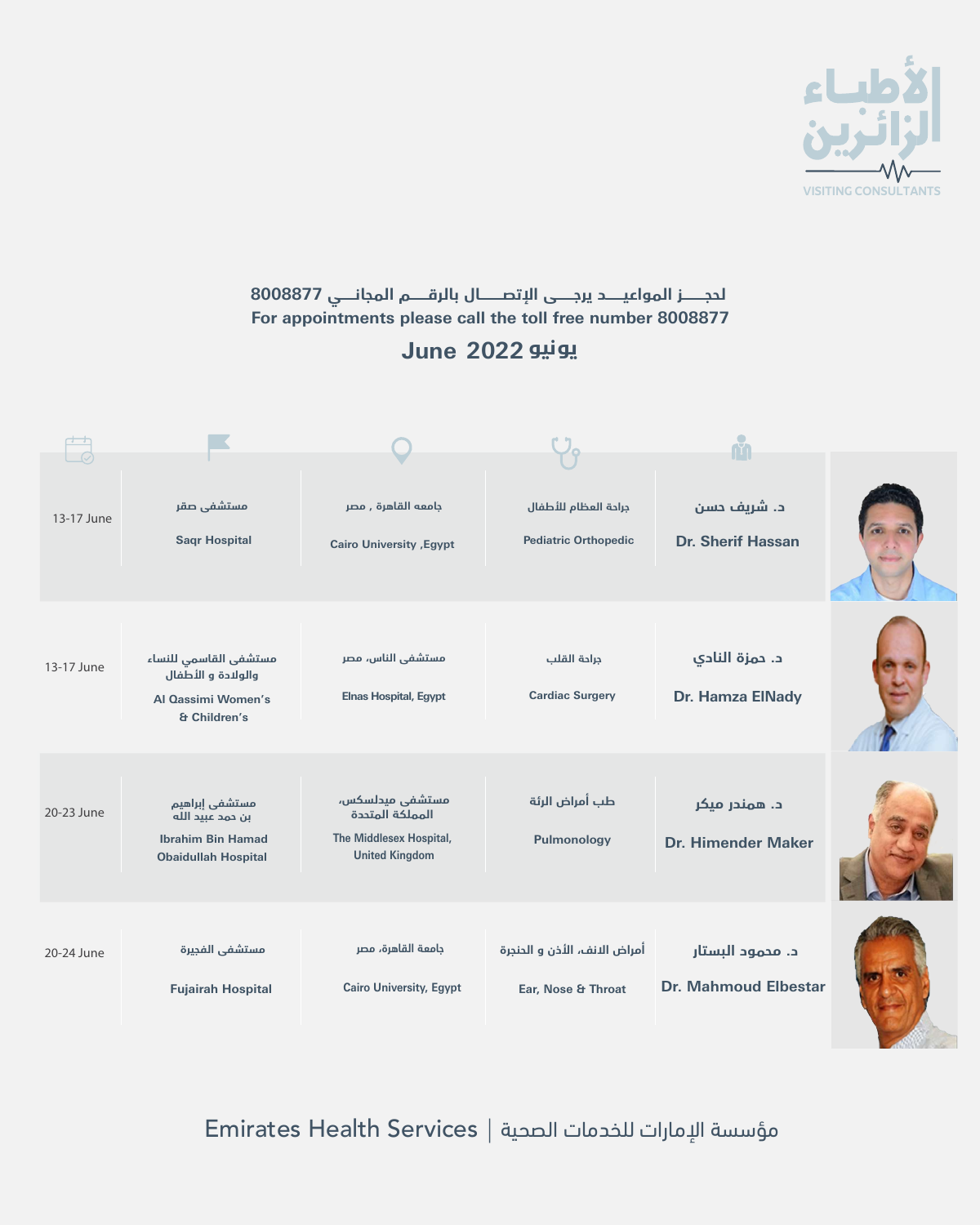الأطباء الزائرين

VISITING CONSULTANTS

لحجــز المواعيــد يرجــى الإتصــال بالرقــم المجانــي 8008877

For appointments please call the toll free number 8008877

## June 2022 يونيو

| Doctor | Specialty | Location | Hospital | Date |
| --- | --- | --- | --- | --- |
| د. شريف حسن<br>Dr. Sherif Hassan | جراحة العظام للأطفال<br>Pediatric Orthopedic | جامعه القاهرة , مصر<br>Cairo University ,Egypt | مستشفى صقر<br>Saqr Hospital | 13-17 June |
| د. حمزة النادي<br>Dr. Hamza ElNady | جراحة القلب<br>Cardiac Surgery | مستشفى الناس، مصر<br>Elnas Hospital, Egypt | مستشفى القاسمي للنساء والولادة و الأطفال<br>Al Qassimi Women's & Children's | 13-17 June |
| د. همندر ميكر<br>Dr. Himender Maker | طب أمراض الرئة<br>Pulmonology | مستشفى ميدلسكس، المملكة المتحدة<br>The Middlesex Hospital, United Kingdom | مستشفى إبراهيم بن حمد عبيد الله<br>Ibrahim Bin Hamad Obaidullah Hospital | 20-23 June |
| د. محمود البستار<br>Dr. Mahmoud Elbestar | أمراض الانف، الأذن و الحنجرة<br>Ear, Nose & Throat | جامعة القاهرة، مصر<br>Cairo University, Egypt | مستشفى الفجيرة<br>Fujairah Hospital | 20-24 June |

Emirates Health Services | مؤسسة الإمارات للخدمات الصحية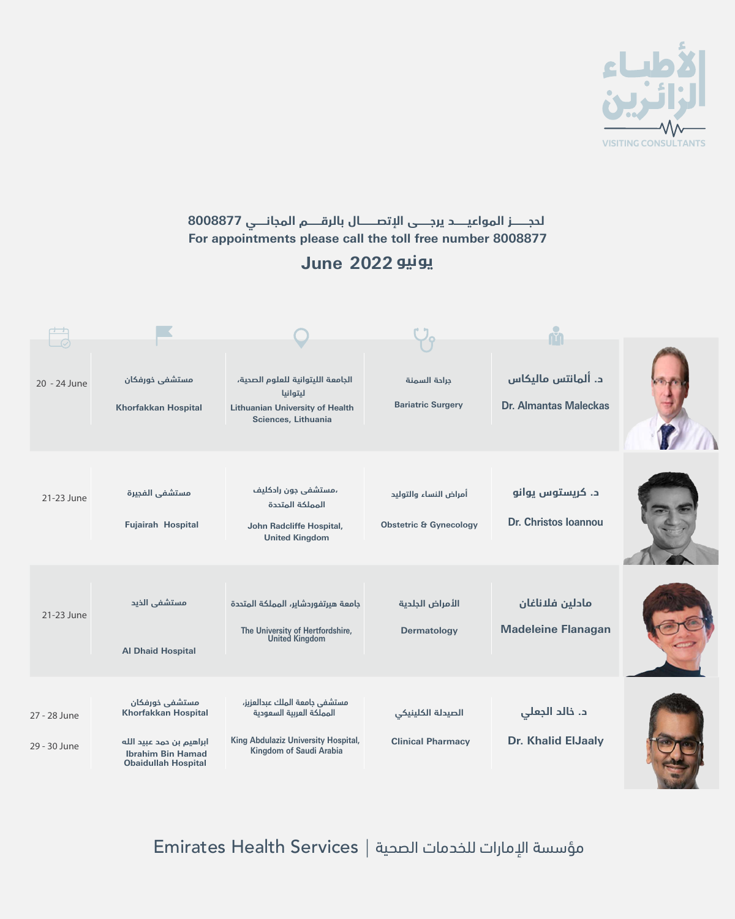الأطباء الزائرين

VISITING CONSULTANTS

لحجـــز المواعيـــد يرجـــى الإتصـــال بالرقـــم المجانـــي 8008877

For appointments please call the toll free number 8008877

## June 2022 يونيو

| Consultant | Specialty | Institution | Hospital | Date |
|---|---|---|---|---|
| د. ألمانتس ماليكاس<br>Dr. Almantas Maleckas | جراحة السمنة<br>Bariatric Surgery | الجامعة الليتوانية للعلوم الصحية، ليتوانيا<br>Lithuanian University of Health Sciences, Lithuania | مستشفى خورفكان<br>Khorfakkan Hospital | 20 - 24 June |
| د. كريستوس يوانو<br>Dr. Christos Ioannou | أمراض النساء والتوليد<br>Obstetric & Gynecology | مستشفى جون رادكليف، المملكة المتحدة<br>John Radcliffe Hospital, United Kingdom | مستشفى الفجيرة<br>Fujairah Hospital | 21-23 June |
| مادلين فلاناغان<br>Madeleine Flanagan | الأمراض الجلدية<br>Dermatology | جامعة هيرتفوردشاير، المملكة المتحدة<br>The University of Hertfordshire, United Kingdom | مستشفى الذيد<br>Al Dhaid Hospital | 21-23 June |
| د. خالد الجعلي<br>Dr. Khalid ElJaaly | الصيدلة الكلينيكي<br>Clinical Pharmacy | مستشفى جامعة الملك عبدالعزيز، المملكة العربية السعودية<br>King Abdulaziz University Hospital, Kingdom of Saudi Arabia | مستشفى خورفكان<br>Khorfakkan Hospital<br>ابراهيم بن حمد عبيد الله<br>Ibrahim Bin Hamad Obaidullah Hospital | 27 - 28 June<br>29 - 30 June |

Emirates Health Services | مؤسسة الإمارات للخدمات الصحية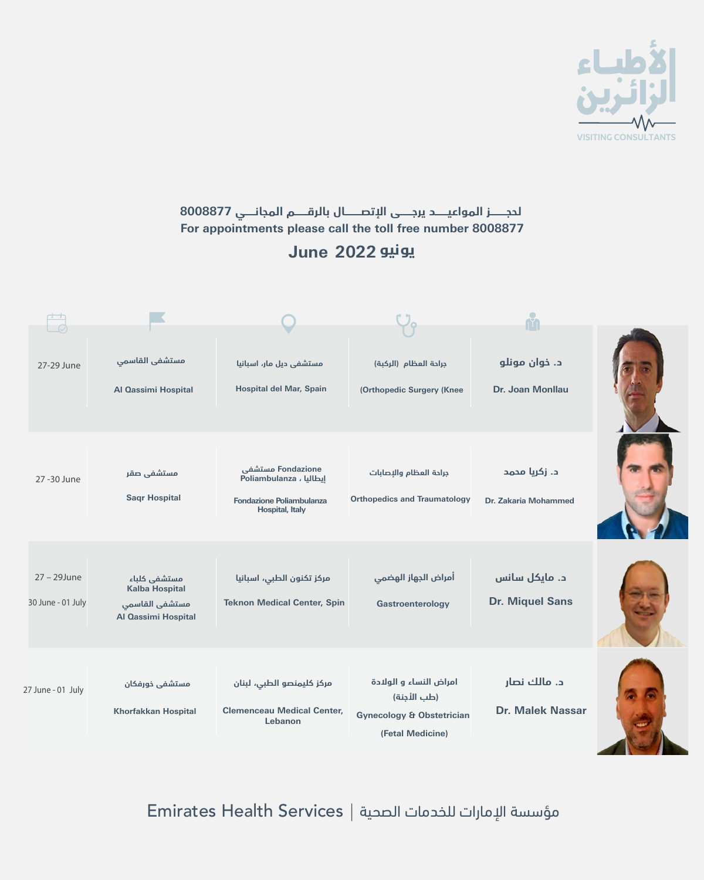الأطباء الزائرين

VISITING CONSULTANTS

لحجـــز المواعيـــد يرجـــى الإتصـــال بالرقـــم المجانـــي 8008877

For appointments please call the toll free number 8008877

## June 2022 يونيو

| Doctor | Specialty | Origin | Hospital | Date |
|---|---|---|---|---|
| د. خوان مونلو<br>Dr. Joan Monllau | جراحة العظام (الركبة)<br>(Orthopedic Surgery (Knee | مستشفى ديل مار، اسبانيا<br>Hospital del Mar, Spain | مستشفى القاسمي<br>Al Qassimi Hospital | 27-29 June |
| د. زكريا محمد<br>Dr. Zakaria Mohammed | جراحة العظام والإصابات<br>Orthopedics and Traumatology | مستشفى Fondazione Poliambulanza ، إيطاليا<br>Fondazione Poliambulanza Hospital, Italy | مستشفى صقر<br>Saqr Hospital | 27 -30 June |
| د. مايكل سانس<br>Dr. Miquel Sans | أمراض الجهاز الهضمي<br>Gastroenterology | مركز تكنون الطبي، اسبانيا<br>Teknon Medical Center, Spin | مستشفى كلباء<br>Kalba Hospital<br>مستشفى القاسمي<br>Al Qassimi Hospital | 27 – 29June<br>30 June - 01 July |
| د. مالك نصار<br>Dr. Malek Nassar | امراض النساء و الولادة (طب الأجنة)<br>Gynecology & Obstetrician (Fetal Medicine) | مركز كليمنصو الطبي، لبنان<br>Clemenceau Medical Center, Lebanon | مستشفى خورفكان<br>Khorfakkan Hospital | 27 June - 01 July |

Emirates Health Services | مؤسسة الإمارات للخدمات الصحية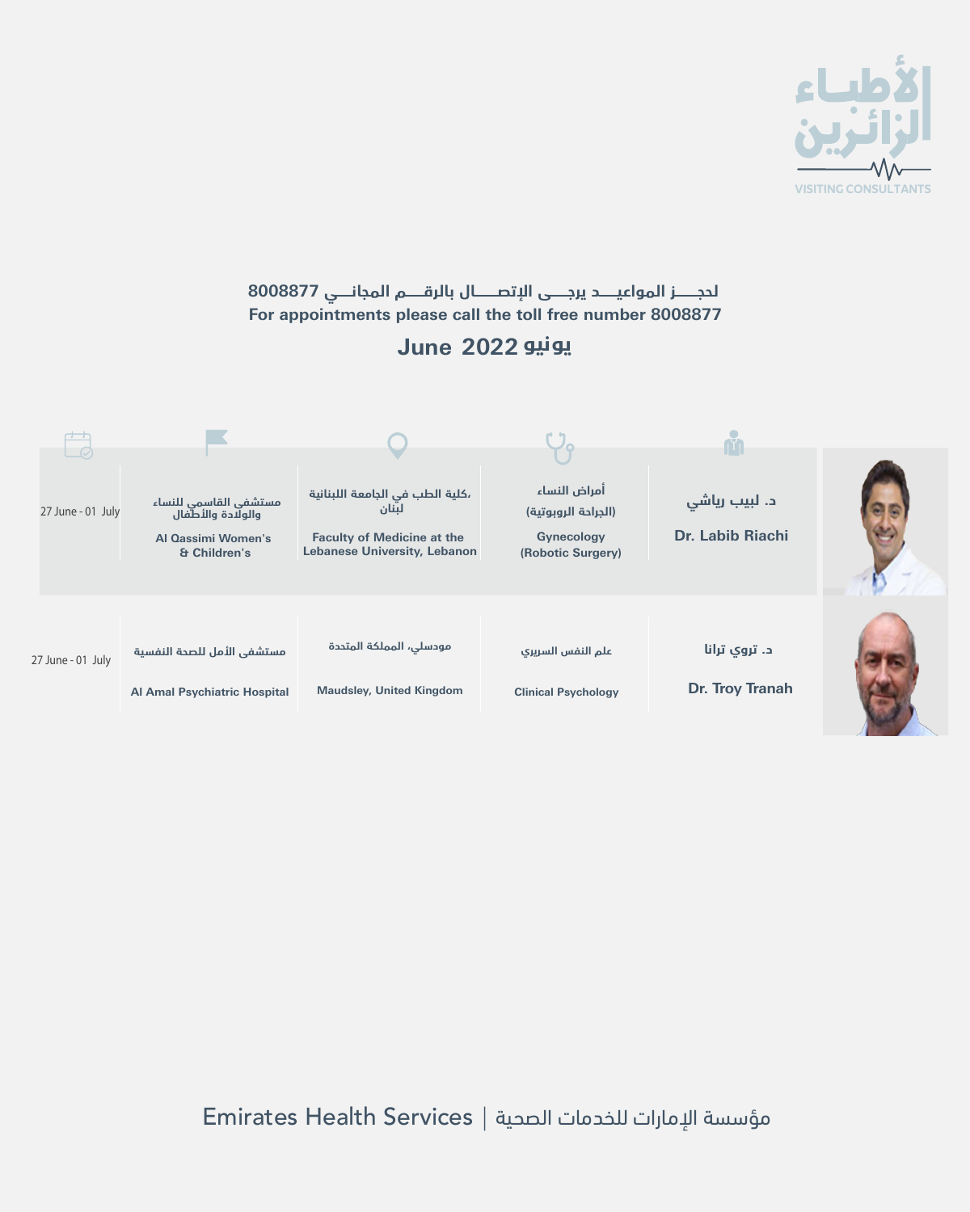الأطباء الزائرين

VISITING CONSULTANTS

لحجـــز المواعيـــد يرجـــى الإتصـــال بالرقـــم المجانـــي 8008877

For appointments please call the toll free number 8008877

## June 2022 يونيو

| | | | | |
|---|---|---|---|---|
| د. لبيب رياشي<br>Dr. Labib Riachi | أمراض النساء<br>(الجراحة الروبوتية)<br>Gynecology<br>(Robotic Surgery) | كلية الطب في الجامعة اللبنانية، لبنان<br>Faculty of Medicine at the Lebanese University, Lebanon | مستشفى القاسمي للنساء والولادة والأطفال<br>Al Qassimi Women's & Children's | 27 June - 01 July |
| د. تروي ترانا<br>Dr. Troy Tranah | علم النفس السريري<br>Clinical Psychology | مودسلي، المملكة المتحدة<br>Maudsley, United Kingdom | مستشفى الأمل للصحة النفسية<br>Al Amal Psychiatric Hospital | 27 June - 01 July |

Emirates Health Services | مؤسسة الإمارات للخدمات الصحية